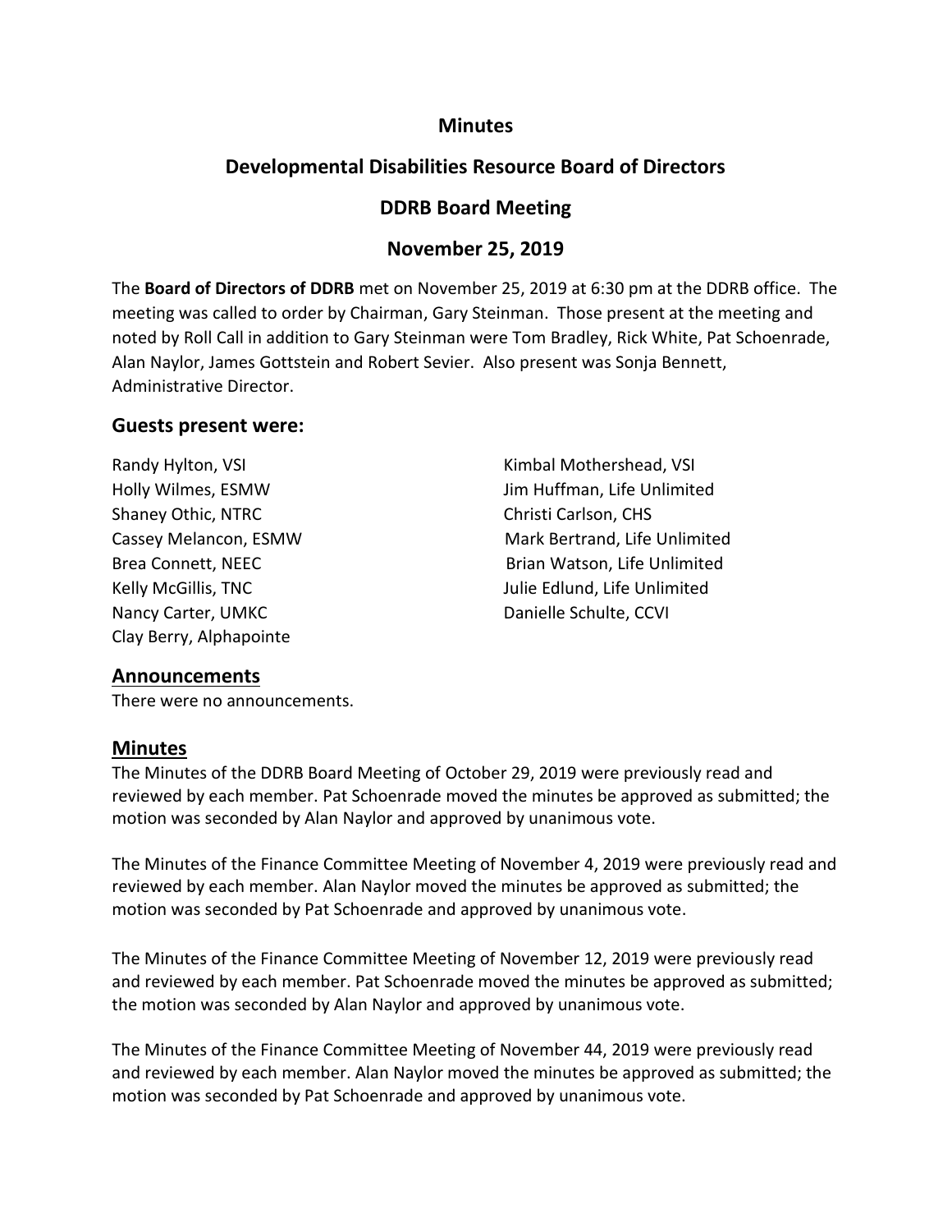# Minutes

## Developmental Disabilities Resource Board of Directors

## DDRB Board Meeting

## November 25, 2019

The **Board of Directors of DDRB** met on November 25, 2019 at 6:30 pm at the DDRB office. The meeting was called to order by Chairman, Gary Steinman. Those present at the meeting and noted by Roll Call in addition to Gary Steinman were Tom Bradley, Rick White, Pat Schoenrade, Alan Naylor, James Gottstein and Robert Sevier. Also present was Sonja Bennett, Administrative Director.

### Guests present were:

Randy Hylton, VSI
Holly Wilmes, ESMW
Shaney Othic, NTRC
Cassey Melancon, ESMW
Brea Connett, NEEC
Kelly McGillis, TNC
Nancy Carter, UMKC
Clay Berry, Alphapointe
Kimbal Mothershead, VSI
Jim Huffman, Life Unlimited
Christi Carlson, CHS
Mark Bertrand, Life Unlimited
Brian Watson, Life Unlimited
Julie Edlund, Life Unlimited
Danielle Schulte, CCVI

### Announcements

There were no announcements.

### Minutes

The Minutes of the DDRB Board Meeting of October 29, 2019 were previously read and reviewed by each member. Pat Schoenrade moved the minutes be approved as submitted; the motion was seconded by Alan Naylor and approved by unanimous vote.

The Minutes of the Finance Committee Meeting of November 4, 2019 were previously read and reviewed by each member. Alan Naylor moved the minutes be approved as submitted; the motion was seconded by Pat Schoenrade and approved by unanimous vote.

The Minutes of the Finance Committee Meeting of November 12, 2019 were previously read and reviewed by each member. Pat Schoenrade moved the minutes be approved as submitted; the motion was seconded by Alan Naylor and approved by unanimous vote.

The Minutes of the Finance Committee Meeting of November 44, 2019 were previously read and reviewed by each member. Alan Naylor moved the minutes be approved as submitted; the motion was seconded by Pat Schoenrade and approved by unanimous vote.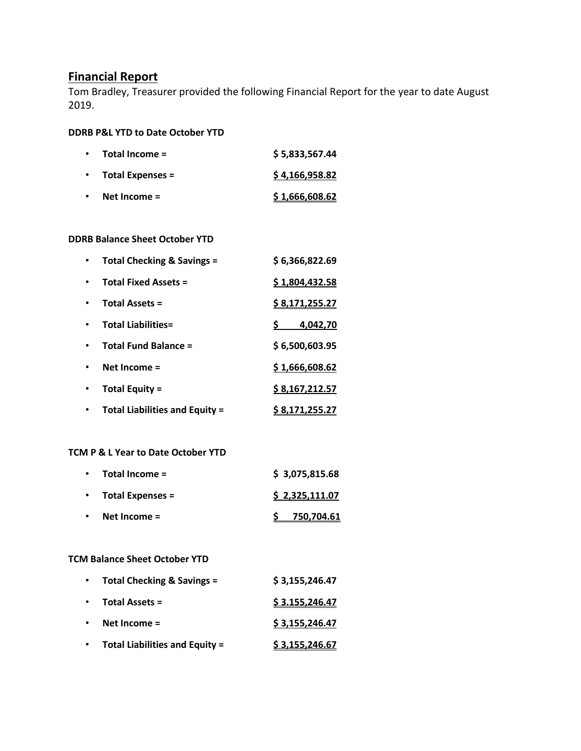## Financial Report

Tom Bradley, Treasurer provided the following Financial Report for the year to date August 2019.

**DDRB P&L YTD to Date October YTD**

- **Total Income =** **$ 5,833,567.44**
- **Total Expenses =** **$ 4,166,958.82**
- **Net Income =** **$ 1,666,608.62**

**DDRB Balance Sheet October YTD**

- **Total Checking & Savings =** **$ 6,366,822.69**
- **Total Fixed Assets =** **$ 1,804,432.58**
- **Total Assets =** **$ 8,171,255.27**
- **Total Liabilities=** **$ 4,042,70**
- **Total Fund Balance =** **$ 6,500,603.95**
- **Net Income =** **$ 1,666,608.62**
- **Total Equity =** **$ 8,167,212.57**
- **Total Liabilities and Equity =** **$ 8,171,255.27**

**TCM P & L Year to Date October YTD**

- **Total Income =** **$ 3,075,815.68**
- **Total Expenses =** **$ 2,325,111.07**
- **Net Income =** **$ 750,704.61**

**TCM Balance Sheet October YTD**

- **Total Checking & Savings =** **$ 3,155,246.47**
- **Total Assets =** **$ 3.155,246.47**
- **Net Income =** **$ 3,155,246.47**
- **Total Liabilities and Equity =** **$ 3,155,246.67**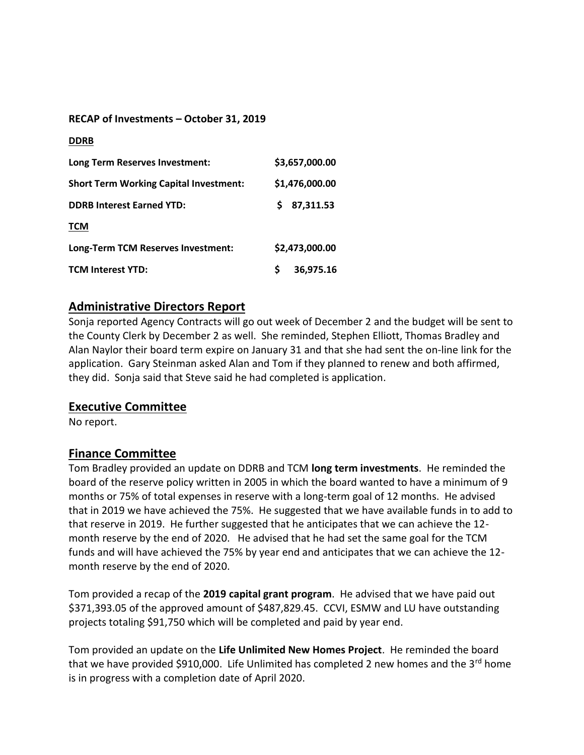**RECAP of Investments – October 31, 2019**

**DDRB**

| | |
|---|---|
| **Long Term Reserves Investment:** | **$3,657,000.00** |
| **Short Term Working Capital Investment:** | **$1,476,000.00** |
| **DDRB Interest Earned YTD:** | **$ 87,311.53** |
| **TCM** | |
| **Long-Term TCM Reserves Investment:** | **$2,473,000.00** |
| **TCM Interest YTD:** | **$ 36,975.16** |

## Administrative Directors Report

Sonja reported Agency Contracts will go out week of December 2 and the budget will be sent to the County Clerk by December 2 as well. She reminded, Stephen Elliott, Thomas Bradley and Alan Naylor their board term expire on January 31 and that she had sent the on-line link for the application. Gary Steinman asked Alan and Tom if they planned to renew and both affirmed, they did. Sonja said that Steve said he had completed is application.

## Executive Committee

No report.

## Finance Committee

Tom Bradley provided an update on DDRB and TCM **long term investments**. He reminded the board of the reserve policy written in 2005 in which the board wanted to have a minimum of 9 months or 75% of total expenses in reserve with a long-term goal of 12 months. He advised that in 2019 we have achieved the 75%. He suggested that we have available funds in to add to that reserve in 2019. He further suggested that he anticipates that we can achieve the 12-month reserve by the end of 2020. He advised that he had set the same goal for the TCM funds and will have achieved the 75% by year end and anticipates that we can achieve the 12-month reserve by the end of 2020.

Tom provided a recap of the **2019 capital grant program**. He advised that we have paid out $371,393.05 of the approved amount of $487,829.45. CCVI, ESMW and LU have outstanding projects totaling $91,750 which will be completed and paid by year end.

Tom provided an update on the **Life Unlimited New Homes Project**. He reminded the board that we have provided $910,000. Life Unlimited has completed 2 new homes and the 3rd home is in progress with a completion date of April 2020.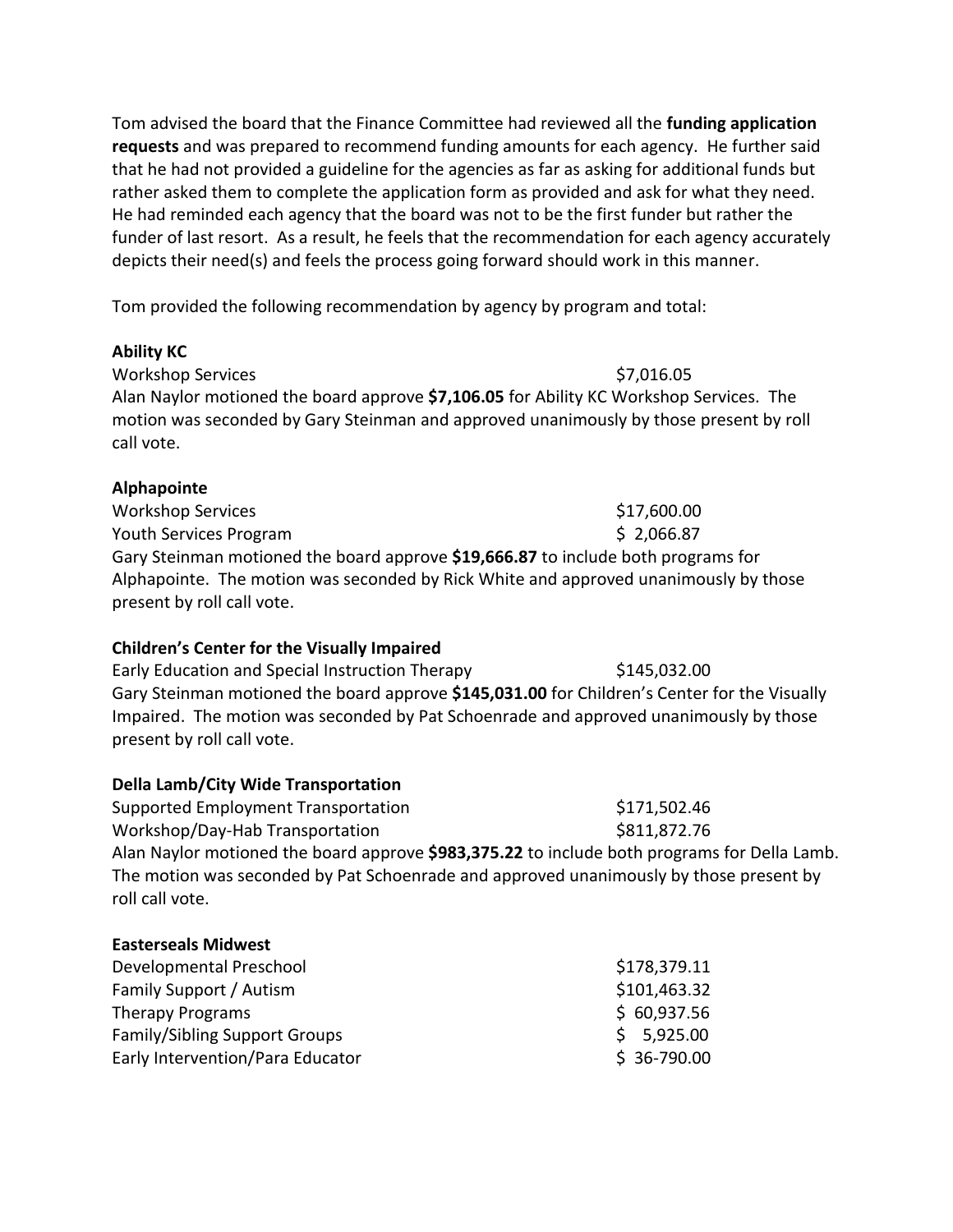Tom advised the board that the Finance Committee had reviewed all the **funding application requests** and was prepared to recommend funding amounts for each agency. He further said that he had not provided a guideline for the agencies as far as asking for additional funds but rather asked them to complete the application form as provided and ask for what they need. He had reminded each agency that the board was not to be the first funder but rather the funder of last resort. As a result, he feels that the recommendation for each agency accurately depicts their need(s) and feels the process going forward should work in this manner.

Tom provided the following recommendation by agency by program and total:

**Ability KC**

| | |
|---|---|
| Workshop Services | $7,016.05 |

Alan Naylor motioned the board approve **$7,106.05** for Ability KC Workshop Services. The motion was seconded by Gary Steinman and approved unanimously by those present by roll call vote.

**Alphapointe**

| | |
|---|---|
| Workshop Services | $17,600.00 |
| Youth Services Program | $ 2,066.87 |

Gary Steinman motioned the board approve **$19,666.87** to include both programs for Alphapointe. The motion was seconded by Rick White and approved unanimously by those present by roll call vote.

**Children's Center for the Visually Impaired**

| | |
|---|---|
| Early Education and Special Instruction Therapy | $145,032.00 |

Gary Steinman motioned the board approve **$145,031.00** for Children's Center for the Visually Impaired. The motion was seconded by Pat Schoenrade and approved unanimously by those present by roll call vote.

**Della Lamb/City Wide Transportation**

| | |
|---|---|
| Supported Employment Transportation | $171,502.46 |
| Workshop/Day-Hab Transportation | $811,872.76 |

Alan Naylor motioned the board approve **$983,375.22** to include both programs for Della Lamb. The motion was seconded by Pat Schoenrade and approved unanimously by those present by roll call vote.

**Easterseals Midwest**

| | |
|---|---|
| Developmental Preschool | $178,379.11 |
| Family Support / Autism | $101,463.32 |
| Therapy Programs | $ 60,937.56 |
| Family/Sibling Support Groups | $ 5,925.00 |
| Early Intervention/Para Educator | $ 36-790.00 |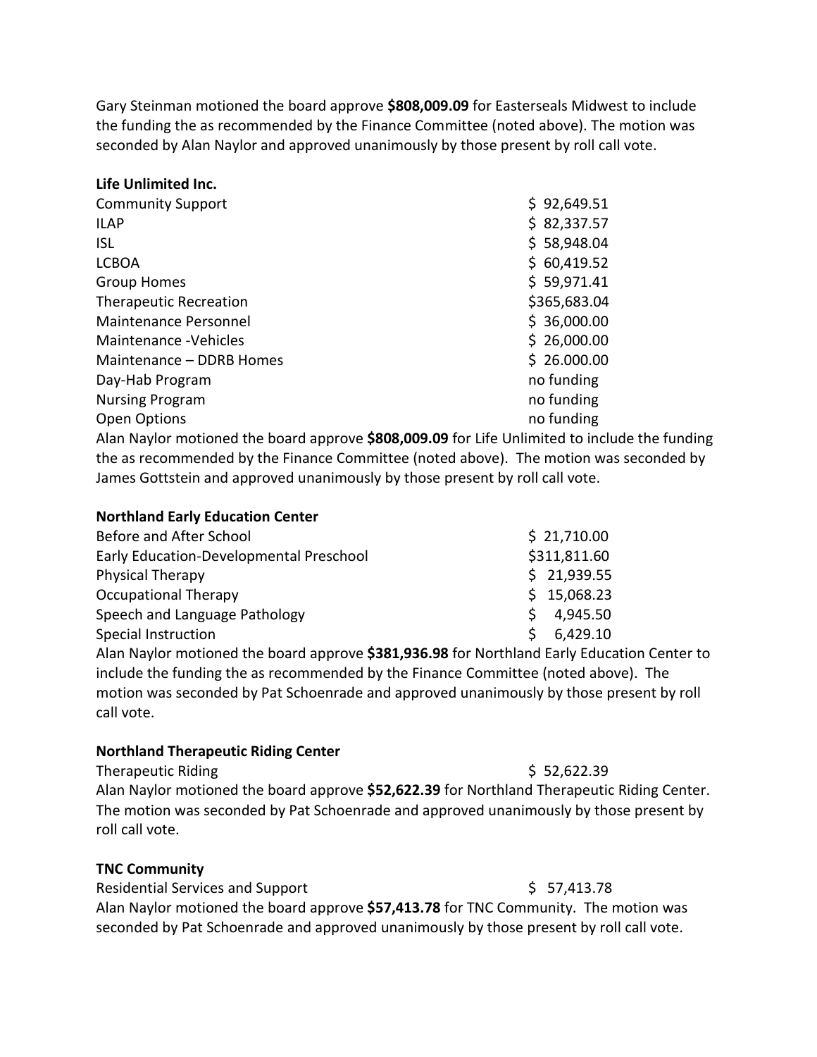Gary Steinman motioned the board approve **$808,009.09** for Easterseals Midwest to include the funding the as recommended by the Finance Committee (noted above). The motion was seconded by Alan Naylor and approved unanimously by those present by roll call vote.

**Life Unlimited Inc.**

| | |
|---|---|
| Community Support | $ 92,649.51 |
| ILAP | $ 82,337.57 |
| ISL | $ 58,948.04 |
| LCBOA | $ 60,419.52 |
| Group Homes | $ 59,971.41 |
| Therapeutic Recreation | $365,683.04 |
| Maintenance Personnel | $ 36,000.00 |
| Maintenance -Vehicles | $ 26,000.00 |
| Maintenance – DDRB Homes | $ 26.000.00 |
| Day-Hab Program | no funding |
| Nursing Program | no funding |
| Open Options | no funding |

Alan Naylor motioned the board approve **$808,009.09** for Life Unlimited to include the funding the as recommended by the Finance Committee (noted above). The motion was seconded by James Gottstein and approved unanimously by those present by roll call vote.

**Northland Early Education Center**

| | |
|---|---|
| Before and After School | $ 21,710.00 |
| Early Education-Developmental Preschool | $311,811.60 |
| Physical Therapy | $ 21,939.55 |
| Occupational Therapy | $ 15,068.23 |
| Speech and Language Pathology | $ 4,945.50 |
| Special Instruction | $ 6,429.10 |

Alan Naylor motioned the board approve **$381,936.98** for Northland Early Education Center to include the funding the as recommended by the Finance Committee (noted above). The motion was seconded by Pat Schoenrade and approved unanimously by those present by roll call vote.

**Northland Therapeutic Riding Center**

Therapeutic Riding $ 52,622.39

Alan Naylor motioned the board approve **$52,622.39** for Northland Therapeutic Riding Center. The motion was seconded by Pat Schoenrade and approved unanimously by those present by roll call vote.

**TNC Community**

Residential Services and Support $ 57,413.78

Alan Naylor motioned the board approve **$57,413.78** for TNC Community. The motion was seconded by Pat Schoenrade and approved unanimously by those present by roll call vote.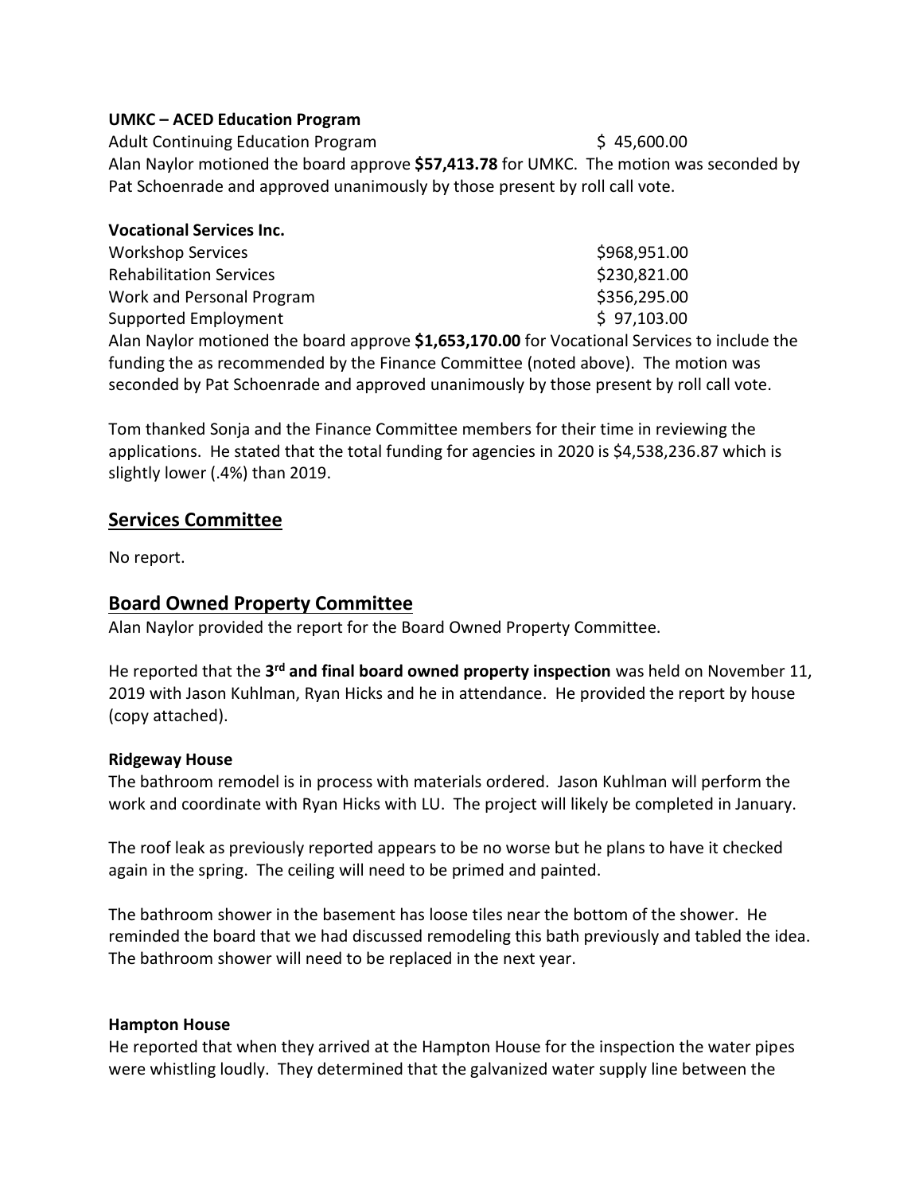**UMKC – ACED Education Program**

| | |
|---|---|
| Adult Continuing Education Program | $ 45,600.00 |

Alan Naylor motioned the board approve **$57,413.78** for UMKC. The motion was seconded by Pat Schoenrade and approved unanimously by those present by roll call vote.

**Vocational Services Inc.**

| | |
|---|---|
| Workshop Services | $968,951.00 |
| Rehabilitation Services | $230,821.00 |
| Work and Personal Program | $356,295.00 |
| Supported Employment | $ 97,103.00 |

Alan Naylor motioned the board approve **$1,653,170.00** for Vocational Services to include the funding the as recommended by the Finance Committee (noted above). The motion was seconded by Pat Schoenrade and approved unanimously by those present by roll call vote.

Tom thanked Sonja and the Finance Committee members for their time in reviewing the applications. He stated that the total funding for agencies in 2020 is $4,538,236.87 which is slightly lower (.4%) than 2019.

## Services Committee

No report.

## Board Owned Property Committee

Alan Naylor provided the report for the Board Owned Property Committee.

He reported that the **3rd and final board owned property inspection** was held on November 11, 2019 with Jason Kuhlman, Ryan Hicks and he in attendance. He provided the report by house (copy attached).

**Ridgeway House**

The bathroom remodel is in process with materials ordered. Jason Kuhlman will perform the work and coordinate with Ryan Hicks with LU. The project will likely be completed in January.

The roof leak as previously reported appears to be no worse but he plans to have it checked again in the spring. The ceiling will need to be primed and painted.

The bathroom shower in the basement has loose tiles near the bottom of the shower. He reminded the board that we had discussed remodeling this bath previously and tabled the idea. The bathroom shower will need to be replaced in the next year.

**Hampton House**

He reported that when they arrived at the Hampton House for the inspection the water pipes were whistling loudly. They determined that the galvanized water supply line between the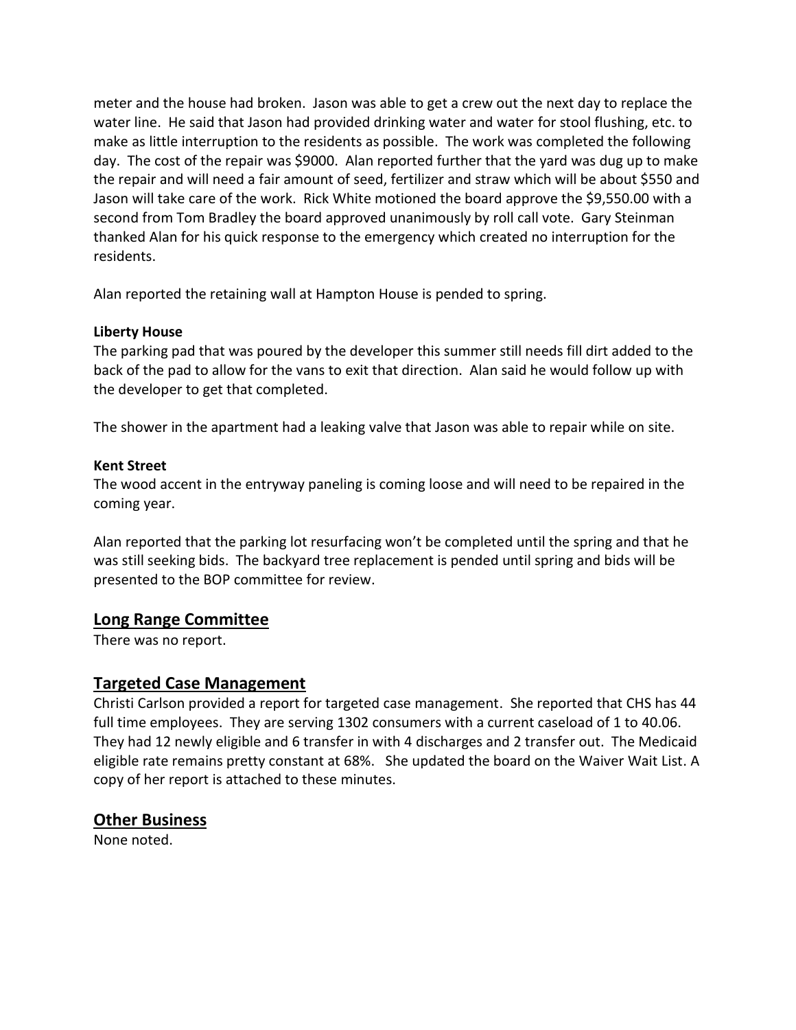meter and the house had broken. Jason was able to get a crew out the next day to replace the water line. He said that Jason had provided drinking water and water for stool flushing, etc. to make as little interruption to the residents as possible. The work was completed the following day. The cost of the repair was $9000. Alan reported further that the yard was dug up to make the repair and will need a fair amount of seed, fertilizer and straw which will be about $550 and Jason will take care of the work. Rick White motioned the board approve the $9,550.00 with a second from Tom Bradley the board approved unanimously by roll call vote. Gary Steinman thanked Alan for his quick response to the emergency which created no interruption for the residents.

Alan reported the retaining wall at Hampton House is pended to spring.

**Liberty House**

The parking pad that was poured by the developer this summer still needs fill dirt added to the back of the pad to allow for the vans to exit that direction. Alan said he would follow up with the developer to get that completed.

The shower in the apartment had a leaking valve that Jason was able to repair while on site.

**Kent Street**

The wood accent in the entryway paneling is coming loose and will need to be repaired in the coming year.

Alan reported that the parking lot resurfacing won't be completed until the spring and that he was still seeking bids. The backyard tree replacement is pended until spring and bids will be presented to the BOP committee for review.

## Long Range Committee

There was no report.

## Targeted Case Management

Christi Carlson provided a report for targeted case management. She reported that CHS has 44 full time employees. They are serving 1302 consumers with a current caseload of 1 to 40.06. They had 12 newly eligible and 6 transfer in with 4 discharges and 2 transfer out. The Medicaid eligible rate remains pretty constant at 68%. She updated the board on the Waiver Wait List. A copy of her report is attached to these minutes.

## Other Business

None noted.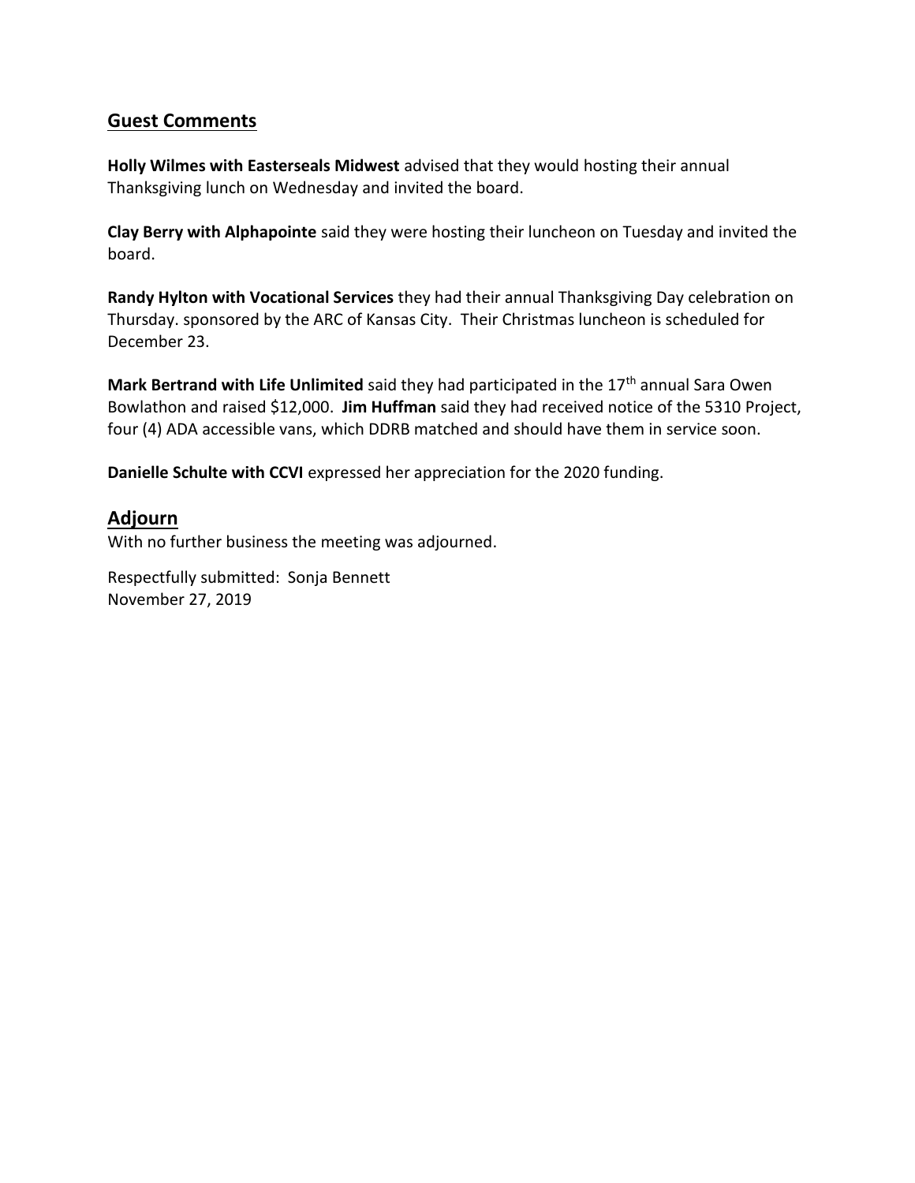## Guest Comments

**Holly Wilmes with Easterseals Midwest** advised that they would hosting their annual Thanksgiving lunch on Wednesday and invited the board.

**Clay Berry with Alphapointe** said they were hosting their luncheon on Tuesday and invited the board.

**Randy Hylton with Vocational Services** they had their annual Thanksgiving Day celebration on Thursday. sponsored by the ARC of Kansas City. Their Christmas luncheon is scheduled for December 23.

**Mark Bertrand with Life Unlimited** said they had participated in the 17th annual Sara Owen Bowlathon and raised $12,000. **Jim Huffman** said they had received notice of the 5310 Project, four (4) ADA accessible vans, which DDRB matched and should have them in service soon.

**Danielle Schulte with CCVI** expressed her appreciation for the 2020 funding.

## Adjourn

With no further business the meeting was adjourned.

Respectfully submitted: Sonja Bennett
November 27, 2019